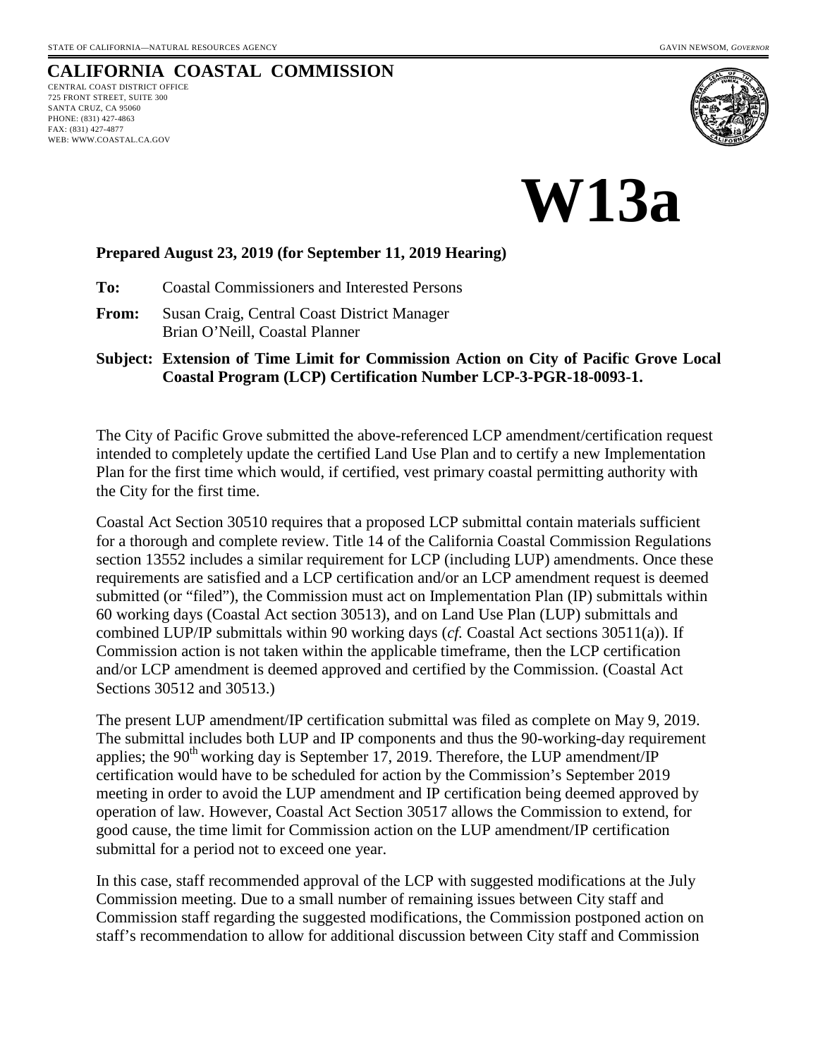STATE OF CALIFORNIA—NATURAL RESOURCES AGENCY GAVIN NEWSOM, *GOVERNOR*

# CALIFORNIA COASTAL COMMISSION

CENTRAL COAST DISTRICT OFFICE
725 FRONT STREET, SUITE 300
SANTA CRUZ, CA 95060
PHONE: (831) 427-4863
FAX: (831) 427-4877
WEB: WWW.COASTAL.CA.GOV

# W13a

**Prepared August 23, 2019 (for September 11, 2019 Hearing)**

**To:** Coastal Commissioners and Interested Persons

**From:** Susan Craig, Central Coast District Manager
Brian O'Neill, Coastal Planner

**Subject: Extension of Time Limit for Commission Action on City of Pacific Grove Local Coastal Program (LCP) Certification Number LCP-3-PGR-18-0093-1.**

The City of Pacific Grove submitted the above-referenced LCP amendment/certification request intended to completely update the certified Land Use Plan and to certify a new Implementation Plan for the first time which would, if certified, vest primary coastal permitting authority with the City for the first time.

Coastal Act Section 30510 requires that a proposed LCP submittal contain materials sufficient for a thorough and complete review. Title 14 of the California Coastal Commission Regulations section 13552 includes a similar requirement for LCP (including LUP) amendments. Once these requirements are satisfied and a LCP certification and/or an LCP amendment request is deemed submitted (or "filed"), the Commission must act on Implementation Plan (IP) submittals within 60 working days (Coastal Act section 30513), and on Land Use Plan (LUP) submittals and combined LUP/IP submittals within 90 working days (*cf.* Coastal Act sections 30511(a)). If Commission action is not taken within the applicable timeframe, then the LCP certification and/or LCP amendment is deemed approved and certified by the Commission. (Coastal Act Sections 30512 and 30513.)

The present LUP amendment/IP certification submittal was filed as complete on May 9, 2019. The submittal includes both LUP and IP components and thus the 90-working-day requirement applies; the 90th working day is September 17, 2019. Therefore, the LUP amendment/IP certification would have to be scheduled for action by the Commission's September 2019 meeting in order to avoid the LUP amendment and IP certification being deemed approved by operation of law. However, Coastal Act Section 30517 allows the Commission to extend, for good cause, the time limit for Commission action on the LUP amendment/IP certification submittal for a period not to exceed one year.

In this case, staff recommended approval of the LCP with suggested modifications at the July Commission meeting. Due to a small number of remaining issues between City staff and Commission staff regarding the suggested modifications, the Commission postponed action on staff's recommendation to allow for additional discussion between City staff and Commission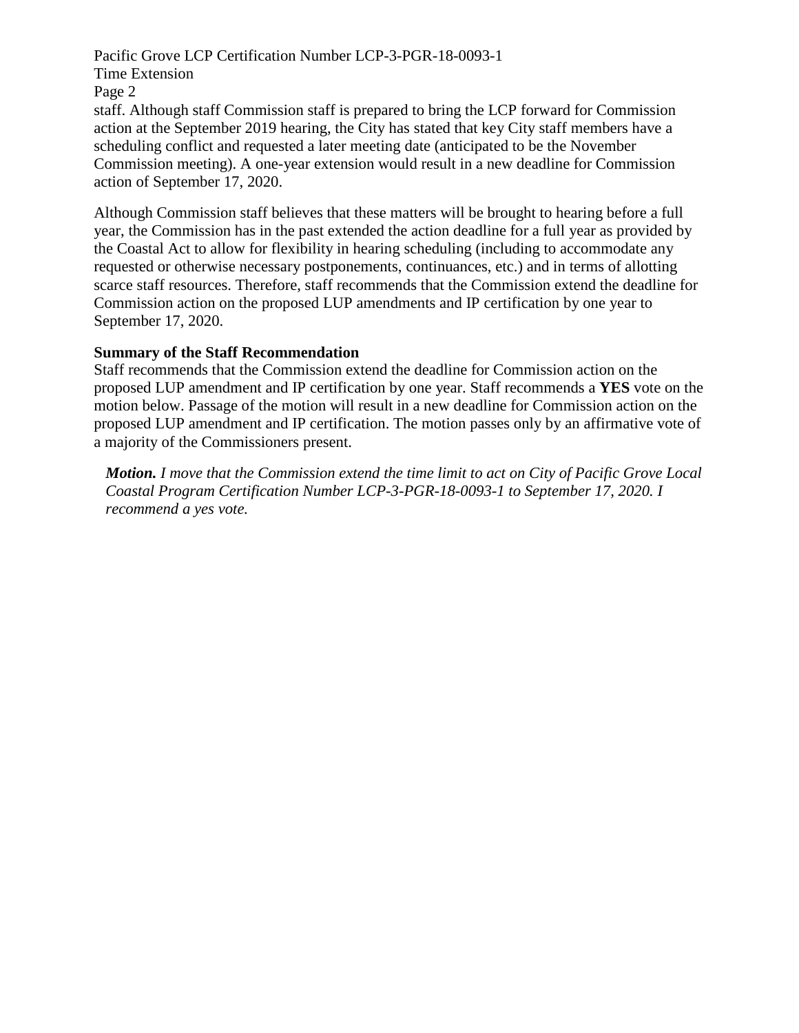staff. Although staff Commission staff is prepared to bring the LCP forward for Commission action at the September 2019 hearing, the City has stated that key City staff members have a scheduling conflict and requested a later meeting date (anticipated to be the November Commission meeting). A one-year extension would result in a new deadline for Commission action of September 17, 2020.

Although Commission staff believes that these matters will be brought to hearing before a full year, the Commission has in the past extended the action deadline for a full year as provided by the Coastal Act to allow for flexibility in hearing scheduling (including to accommodate any requested or otherwise necessary postponements, continuances, etc.) and in terms of allotting scarce staff resources. Therefore, staff recommends that the Commission extend the deadline for Commission action on the proposed LUP amendments and IP certification by one year to September 17, 2020.

**Summary of the Staff Recommendation**

Staff recommends that the Commission extend the deadline for Commission action on the proposed LUP amendment and IP certification by one year. Staff recommends a **YES** vote on the motion below. Passage of the motion will result in a new deadline for Commission action on the proposed LUP amendment and IP certification. The motion passes only by an affirmative vote of a majority of the Commissioners present.

> ***Motion.*** *I move that the Commission extend the time limit to act on City of Pacific Grove Local Coastal Program Certification Number LCP-3-PGR-18-0093-1 to September 17, 2020. I recommend a yes vote.*